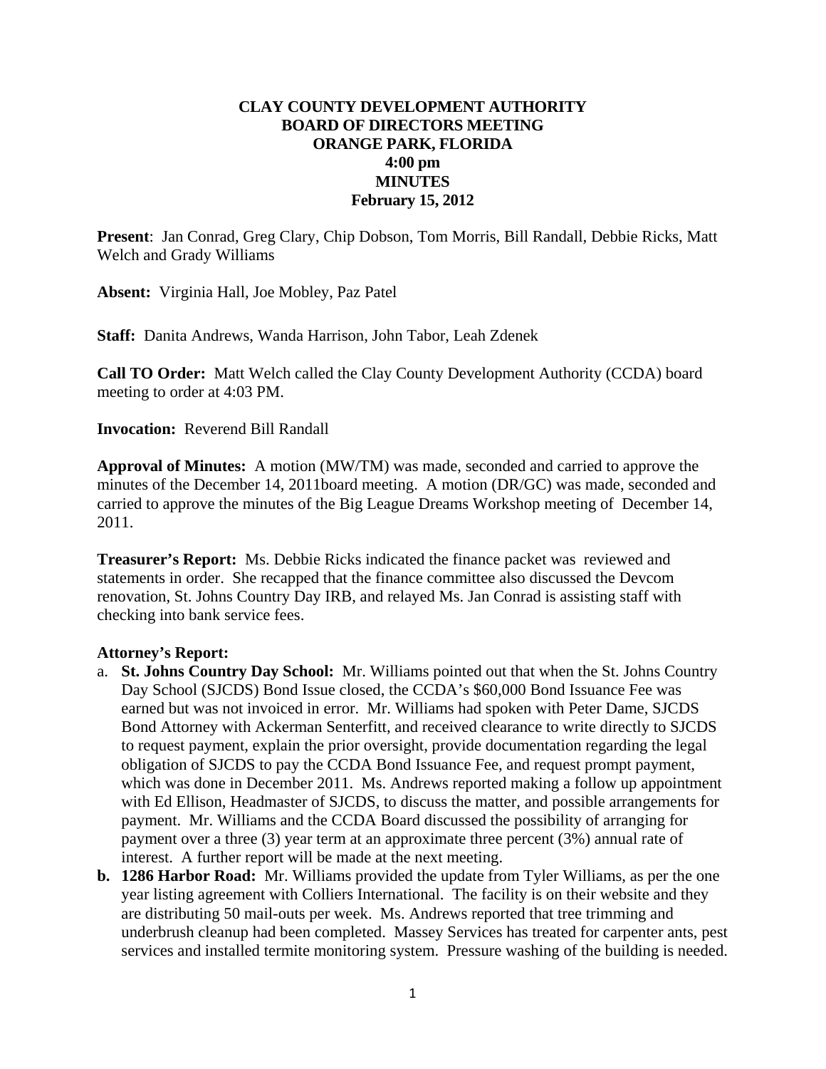**CLAY COUNTY DEVELOPMENT AUTHORITY**
**BOARD OF DIRECTORS MEETING**
**ORANGE PARK, FLORIDA**
**4:00 pm**
**MINUTES**
**February 15, 2012**

**Present**: Jan Conrad, Greg Clary, Chip Dobson, Tom Morris, Bill Randall, Debbie Ricks, Matt Welch and Grady Williams

**Absent:** Virginia Hall, Joe Mobley, Paz Patel

**Staff:** Danita Andrews, Wanda Harrison, John Tabor, Leah Zdenek

**Call TO Order:** Matt Welch called the Clay County Development Authority (CCDA) board meeting to order at 4:03 PM.

**Invocation:** Reverend Bill Randall

**Approval of Minutes:** A motion (MW/TM) was made, seconded and carried to approve the minutes of the December 14, 2011board meeting. A motion (DR/GC) was made, seconded and carried to approve the minutes of the Big League Dreams Workshop meeting of December 14, 2011.

**Treasurer's Report:** Ms. Debbie Ricks indicated the finance packet was reviewed and statements in order. She recapped that the finance committee also discussed the Devcom renovation, St. Johns Country Day IRB, and relayed Ms. Jan Conrad is assisting staff with checking into bank service fees.

**Attorney's Report:**

a. **St. Johns Country Day School:** Mr. Williams pointed out that when the St. Johns Country Day School (SJCDS) Bond Issue closed, the CCDA's $60,000 Bond Issuance Fee was earned but was not invoiced in error. Mr. Williams had spoken with Peter Dame, SJCDS Bond Attorney with Ackerman Senterfitt, and received clearance to write directly to SJCDS to request payment, explain the prior oversight, provide documentation regarding the legal obligation of SJCDS to pay the CCDA Bond Issuance Fee, and request prompt payment, which was done in December 2011. Ms. Andrews reported making a follow up appointment with Ed Ellison, Headmaster of SJCDS, to discuss the matter, and possible arrangements for payment. Mr. Williams and the CCDA Board discussed the possibility of arranging for payment over a three (3) year term at an approximate three percent (3%) annual rate of interest. A further report will be made at the next meeting.

b. **1286 Harbor Road:** Mr. Williams provided the update from Tyler Williams, as per the one year listing agreement with Colliers International. The facility is on their website and they are distributing 50 mail-outs per week. Ms. Andrews reported that tree trimming and underbrush cleanup had been completed. Massey Services has treated for carpenter ants, pest services and installed termite monitoring system. Pressure washing of the building is needed.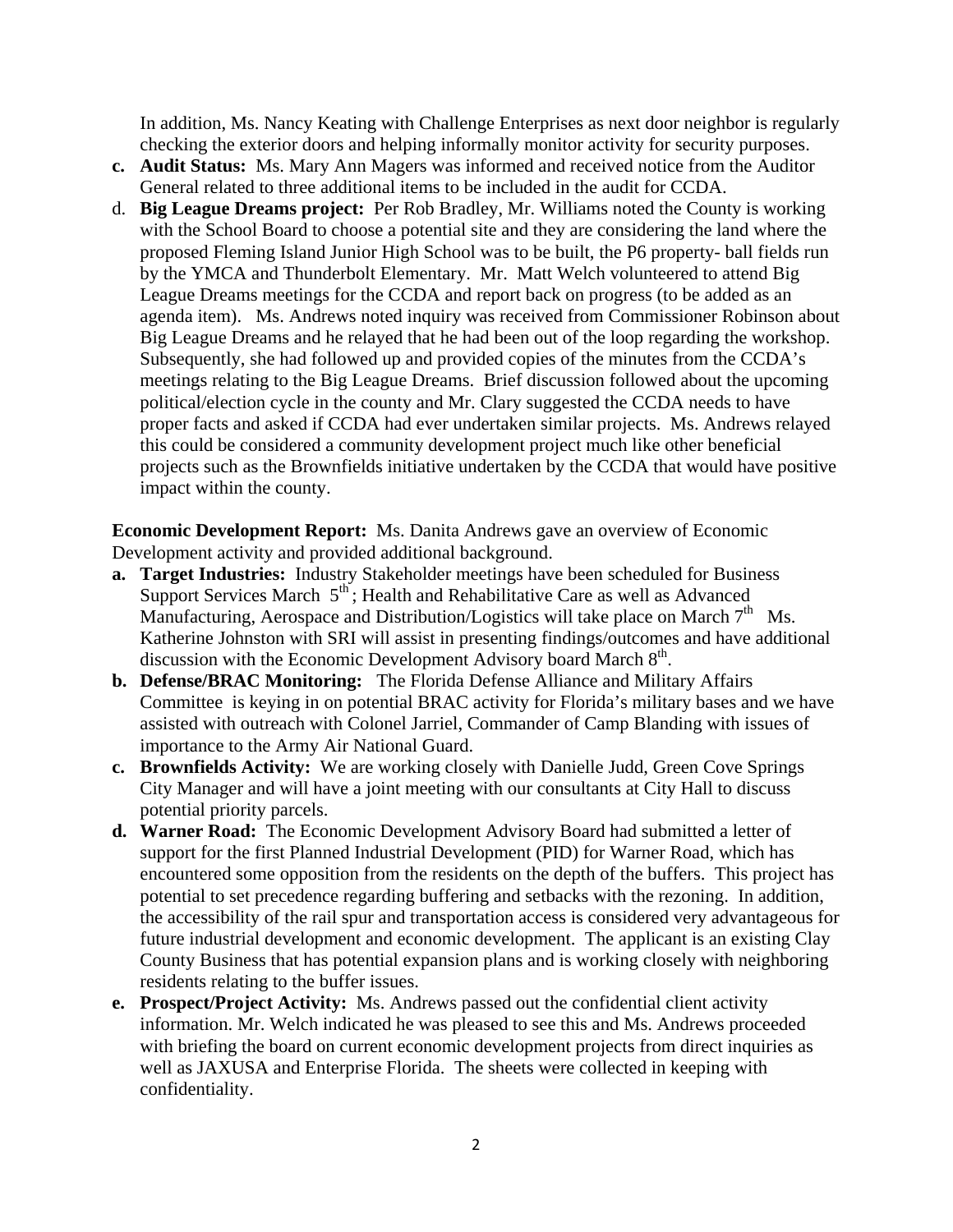In addition, Ms. Nancy Keating with Challenge Enterprises as next door neighbor is regularly checking the exterior doors and helping informally monitor activity for security purposes.

c. **Audit Status:** Ms. Mary Ann Magers was informed and received notice from the Auditor General related to three additional items to be included in the audit for CCDA.

d. **Big League Dreams project:** Per Rob Bradley, Mr. Williams noted the County is working with the School Board to choose a potential site and they are considering the land where the proposed Fleming Island Junior High School was to be built, the P6 property- ball fields run by the YMCA and Thunderbolt Elementary. Mr. Matt Welch volunteered to attend Big League Dreams meetings for the CCDA and report back on progress (to be added as an agenda item). Ms. Andrews noted inquiry was received from Commissioner Robinson about Big League Dreams and he relayed that he had been out of the loop regarding the workshop. Subsequently, she had followed up and provided copies of the minutes from the CCDA's meetings relating to the Big League Dreams. Brief discussion followed about the upcoming political/election cycle in the county and Mr. Clary suggested the CCDA needs to have proper facts and asked if CCDA had ever undertaken similar projects. Ms. Andrews relayed this could be considered a community development project much like other beneficial projects such as the Brownfields initiative undertaken by the CCDA that would have positive impact within the county.

**Economic Development Report:** Ms. Danita Andrews gave an overview of Economic Development activity and provided additional background.

a. **Target Industries:** Industry Stakeholder meetings have been scheduled for Business Support Services March 5th; Health and Rehabilitative Care as well as Advanced Manufacturing, Aerospace and Distribution/Logistics will take place on March 7th Ms. Katherine Johnston with SRI will assist in presenting findings/outcomes and have additional discussion with the Economic Development Advisory board March 8th.

b. **Defense/BRAC Monitoring:** The Florida Defense Alliance and Military Affairs Committee is keying in on potential BRAC activity for Florida's military bases and we have assisted with outreach with Colonel Jarriel, Commander of Camp Blanding with issues of importance to the Army Air National Guard.

c. **Brownfields Activity:** We are working closely with Danielle Judd, Green Cove Springs City Manager and will have a joint meeting with our consultants at City Hall to discuss potential priority parcels.

d. **Warner Road:** The Economic Development Advisory Board had submitted a letter of support for the first Planned Industrial Development (PID) for Warner Road, which has encountered some opposition from the residents on the depth of the buffers. This project has potential to set precedence regarding buffering and setbacks with the rezoning. In addition, the accessibility of the rail spur and transportation access is considered very advantageous for future industrial development and economic development. The applicant is an existing Clay County Business that has potential expansion plans and is working closely with neighboring residents relating to the buffer issues.

e. **Prospect/Project Activity:** Ms. Andrews passed out the confidential client activity information. Mr. Welch indicated he was pleased to see this and Ms. Andrews proceeded with briefing the board on current economic development projects from direct inquiries as well as JAXUSA and Enterprise Florida. The sheets were collected in keeping with confidentiality.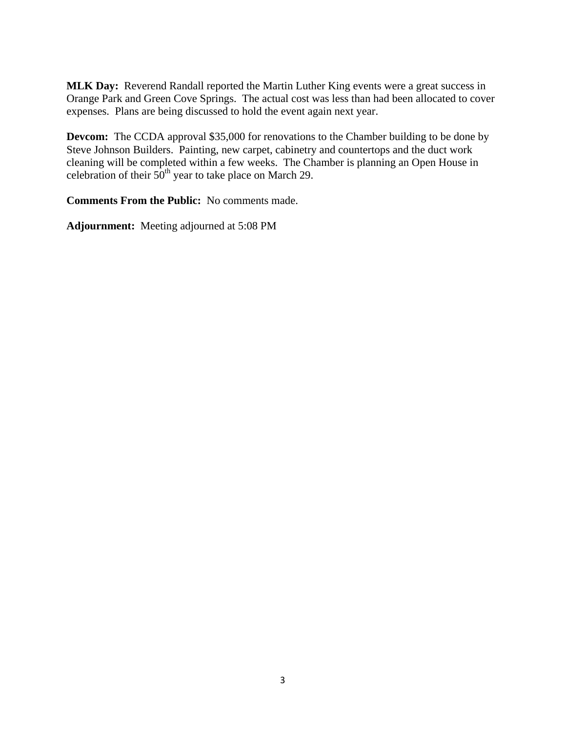**MLK Day:** Reverend Randall reported the Martin Luther King events were a great success in Orange Park and Green Cove Springs. The actual cost was less than had been allocated to cover expenses. Plans are being discussed to hold the event again next year.

**Devcom:** The CCDA approval $35,000 for renovations to the Chamber building to be done by Steve Johnson Builders. Painting, new carpet, cabinetry and countertops and the duct work cleaning will be completed within a few weeks. The Chamber is planning an Open House in celebration of their 50th year to take place on March 29.

**Comments From the Public:** No comments made.

**Adjournment:** Meeting adjourned at 5:08 PM